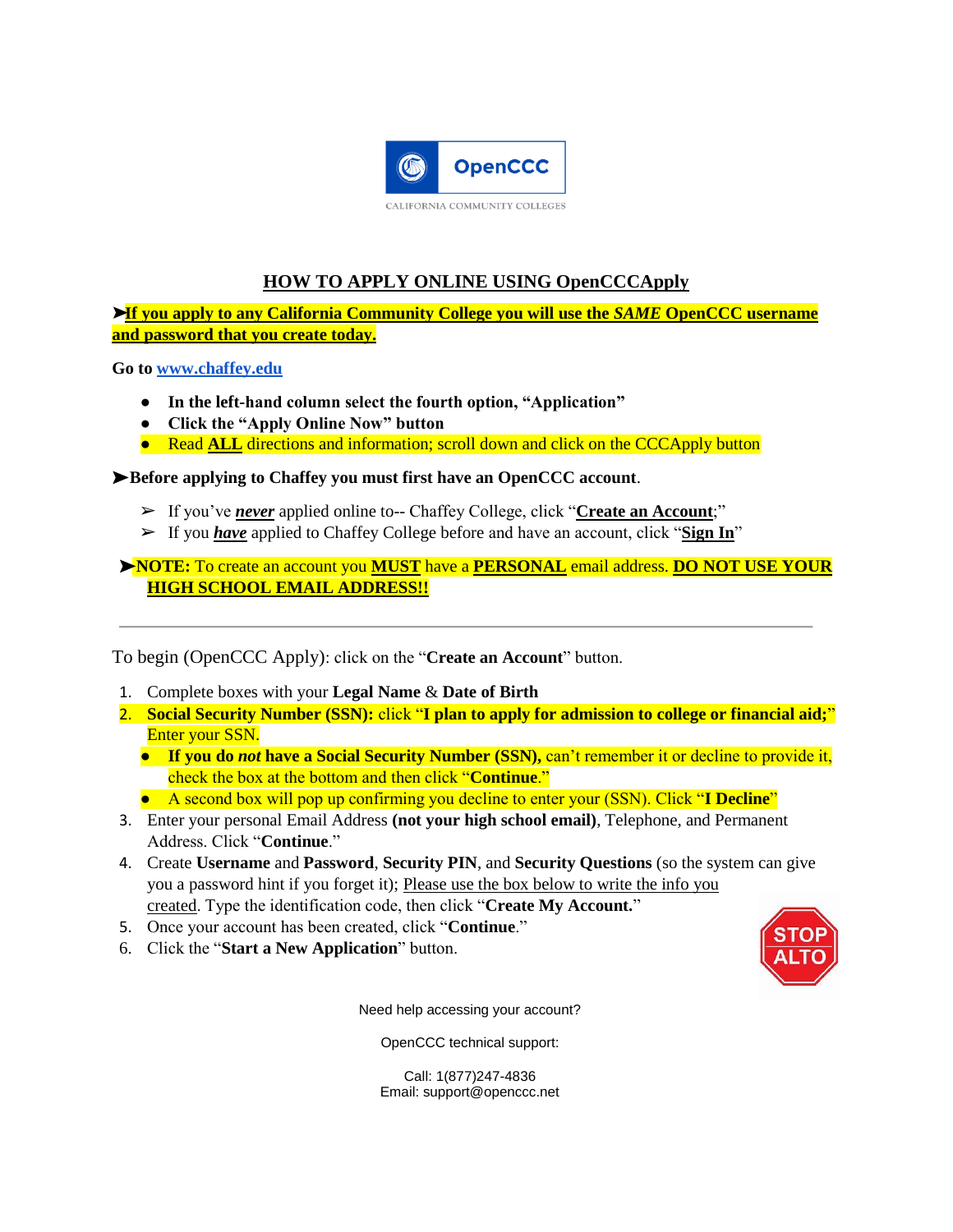OpenCCC

CALIFORNIA COMMUNITY COLLEGES

## HOW TO APPLY ONLINE USING OpenCCCApply

➤**If you apply to any California Community College you will use the *SAME* OpenCCC username and password that you create today.**

**Go to** www.chaffey.edu

- **In the left-hand column select the fourth option, "Application"**
- **Click the "Apply Online Now" button**
- Read **ALL** directions and information; scroll down and click on the CCCApply button

➤**Before applying to Chaffey you must first have an OpenCCC account**.

- ➢ If you've ***never*** applied online to-- Chaffey College, click "**Create an Account**;"
- ➢ If you ***have*** applied to Chaffey College before and have an account, click "**Sign In**"

➤**NOTE:** To create an account you **MUST** have a **PERSONAL** email address. **DO NOT USE YOUR HIGH SCHOOL EMAIL ADDRESS!!**

---

To begin (OpenCCC Apply): click on the "**Create an Account**" button.

1. Complete boxes with your **Legal Name** & **Date of Birth**
2. **Social Security Number (SSN):** click "**I plan to apply for admission to college or financial aid;**" Enter your SSN.
   - **If you do *not* have a Social Security Number (SSN),** can't remember it or decline to provide it, check the box at the bottom and then click "**Continue**."
   - A second box will pop up confirming you decline to enter your (SSN). Click "**I Decline**"
3. Enter your personal Email Address **(not your high school email)**, Telephone, and Permanent Address. Click "**Continue**."
4. Create **Username** and **Password**, **Security PIN**, and **Security Questions** (so the system can give you a password hint if you forget it); Please use the box below to write the info you created. Type the identification code, then click "**Create My Account.**"
5. Once your account has been created, click "**Continue**."
6. Click the "**Start a New Application**" button.

STOP ALTO

Need help accessing your account?

OpenCCC technical support:

Call: 1(877)247-4836
Email: support@openccc.net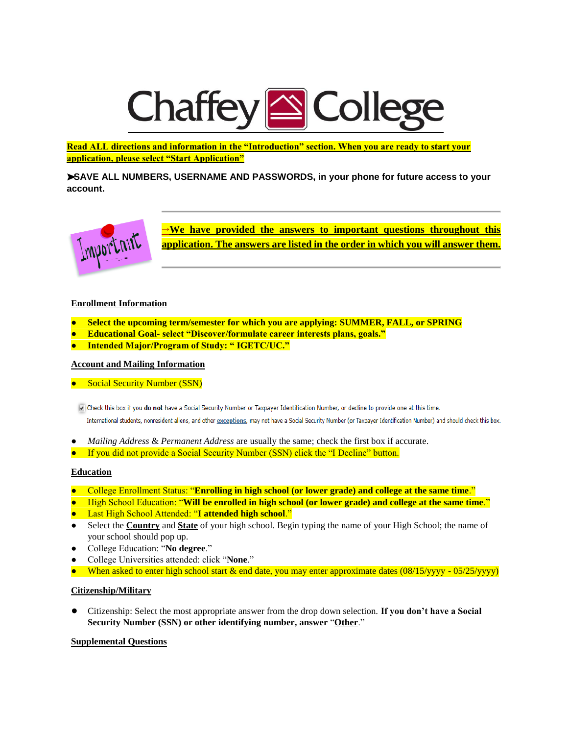# Chaffey College

**Read ALL directions and information in the "Introduction" section. When you are ready to start your application, please select "Start Application"**

➢**SAVE ALL NUMBERS, USERNAME AND PASSWORDS, in your phone for future access to your account.**

Important

**→We have provided the answers to important questions throughout this application. The answers are listed in the order in which you will answer them.**

**Enrollment Information**

- **Select the upcoming term/semester for which you are applying: SUMMER, FALL, or SPRING**
- **Educational Goal- select "Discover/formulate career interests plans, goals."**
- **Intended Major/Program of Study: " IGETC/UC."**

**Account and Mailing Information**

- Social Security Number (SSN)

☑ Check this box if you **do not** have a Social Security Number or Taxpayer Identification Number, or decline to provide one at this time.
International students, nonresident aliens, and other exceptions, may not have a Social Security Number (or Taxpayer Identification Number) and should check this box.

- *Mailing Address* & *Permanent Address* are usually the same; check the first box if accurate.
- If you did not provide a Social Security Number (SSN) click the "I Decline" button.

**Education**

- College Enrollment Status: "**Enrolling in high school (or lower grade) and college at the same time**."
- High School Education: "**Will be enrolled in high school (or lower grade) and college at the same time**."
- Last High School Attended: "**I attended high school**."
- Select the **Country** and **State** of your high school. Begin typing the name of your High School; the name of your school should pop up.
- College Education: "**No degree**."
- College Universities attended: click "**None**."
- When asked to enter high school start & end date, you may enter approximate dates (08/15/yyyy - 05/25/yyyy)

**Citizenship/Military**

- Citizenship: Select the most appropriate answer from the drop down selection. **If you don't have a Social Security Number (SSN) or other identifying number, answer "Other."**

**Supplemental Questions**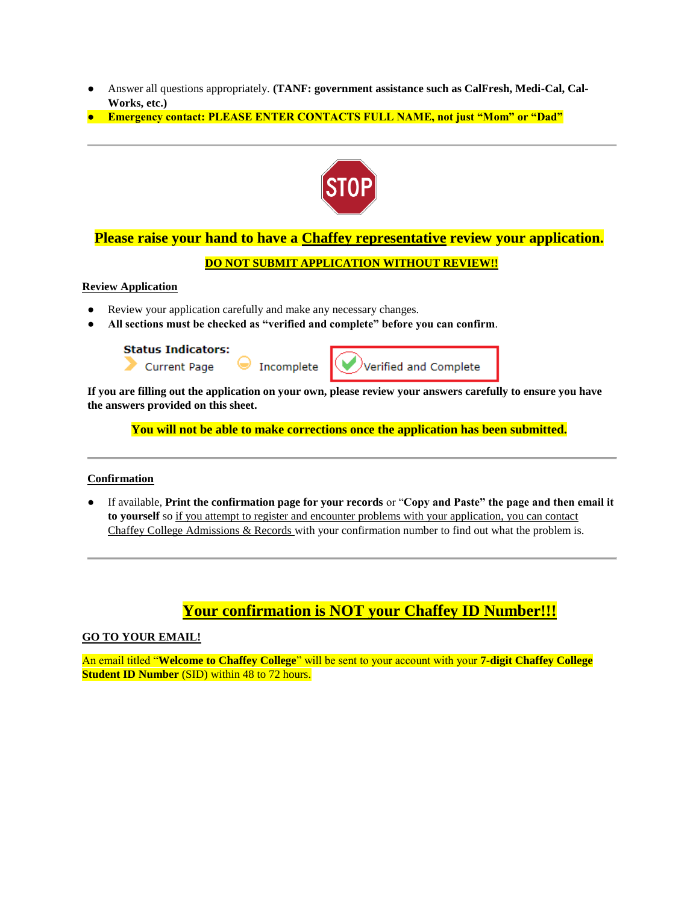- Answer all questions appropriately. **(TANF: government assistance such as CalFresh, Medi-Cal, Cal-Works, etc.)**
- **Emergency contact: PLEASE ENTER CONTACTS FULL NAME, not just "Mom" or "Dad"**

---

STOP

**Please raise your hand to have a Chaffey representative review your application.**

**DO NOT SUBMIT APPLICATION WITHOUT REVIEW!!**

**Review Application**

- Review your application carefully and make any necessary changes.
- **All sections must be checked as "verified and complete" before you can confirm**.

**Status Indicators:** Current Page Incomplete Verified and Complete

**If you are filling out the application on your own, please review your answers carefully to ensure you have the answers provided on this sheet.**

**You will not be able to make corrections once the application has been submitted.**

---

**Confirmation**

- If available, **Print the confirmation page for your records** or "**Copy and Paste" the page and then email it to yourself** so if you attempt to register and encounter problems with your application, you can contact Chaffey College Admissions & Records with your confirmation number to find out what the problem is.

---

## Your confirmation is NOT your Chaffey ID Number!!!

**GO TO YOUR EMAIL!**

An email titled "**Welcome to Chaffey College**" will be sent to your account with your **7-digit Chaffey College Student ID Number** (SID) within 48 to 72 hours.